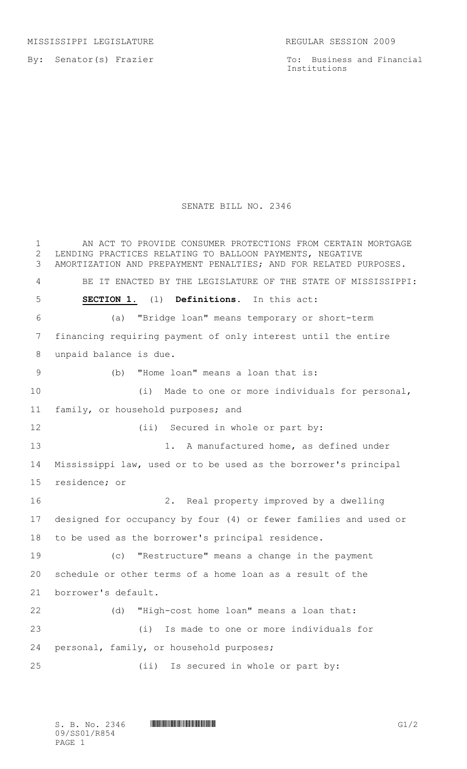MISSISSIPPI LEGISLATURE REGULAR SESSION 2009

By: Senator(s) Frazier

To: Business and Financial Institutions

# SENATE BILL NO. 2346

AN ACT TO PROVIDE CONSUMER PROTECTIONS FROM CERTAIN MORTGAGE LENDING PRACTICES RELATING TO BALLOON PAYMENTS, NEGATIVE AMORTIZATION AND PREPAYMENT PENALTIES; AND FOR RELATED PURPOSES.

BE IT ENACTED BY THE LEGISLATURE OF THE STATE OF MISSISSIPPI:

**SECTION 1.** (1) **Definitions.** In this act:

(a) "Bridge loan" means temporary or short-term financing requiring payment of only interest until the entire unpaid balance is due.

(b) "Home loan" means a loan that is:

(i) Made to one or more individuals for personal, family, or household purposes; and

(ii) Secured in whole or part by:

1. A manufactured home, as defined under Mississippi law, used or to be used as the borrower's principal residence; or

2. Real property improved by a dwelling designed for occupancy by four (4) or fewer families and used or to be used as the borrower's principal residence.

(c) "Restructure" means a change in the payment schedule or other terms of a home loan as a result of the borrower's default.

(d) "High-cost home loan" means a loan that:

(i) Is made to one or more individuals for personal, family, or household purposes;

(ii) Is secured in whole or part by: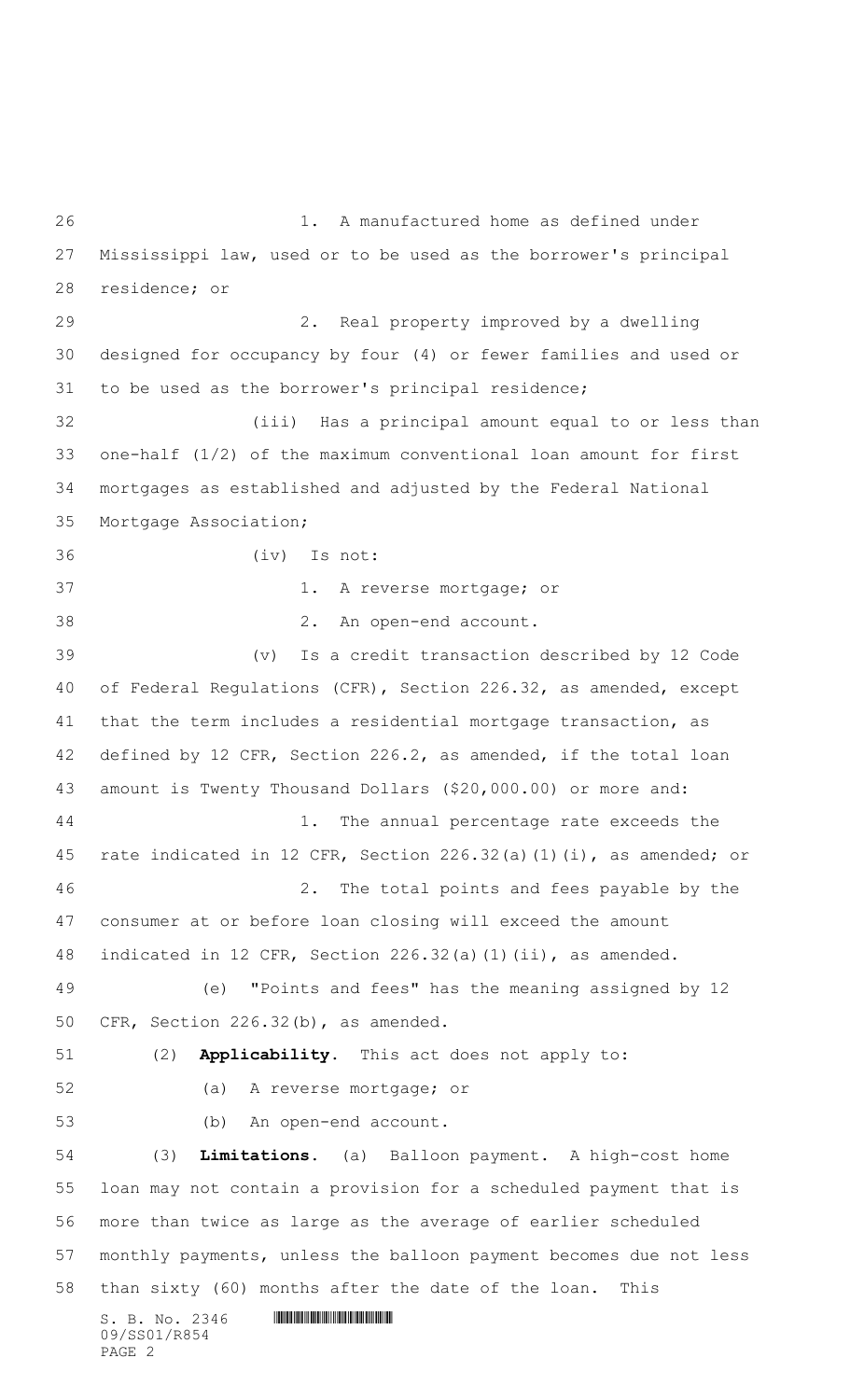1. A manufactured home as defined under Mississippi law, used or to be used as the borrower's principal residence; or

2. Real property improved by a dwelling designed for occupancy by four (4) or fewer families and used or to be used as the borrower's principal residence;

(iii) Has a principal amount equal to or less than one-half (1/2) of the maximum conventional loan amount for first mortgages as established and adjusted by the Federal National Mortgage Association;

(iv) Is not:

1. A reverse mortgage; or

2. An open-end account.

(v) Is a credit transaction described by 12 Code of Federal Regulations (CFR), Section 226.32, as amended, except that the term includes a residential mortgage transaction, as defined by 12 CFR, Section 226.2, as amended, if the total loan amount is Twenty Thousand Dollars ($20,000.00) or more and:

1. The annual percentage rate exceeds the rate indicated in 12 CFR, Section 226.32(a)(1)(i), as amended; or

2. The total points and fees payable by the consumer at or before loan closing will exceed the amount indicated in 12 CFR, Section 226.32(a)(1)(ii), as amended.

(e) "Points and fees" has the meaning assigned by 12 CFR, Section 226.32(b), as amended.

(2) **Applicability.** This act does not apply to:

(a) A reverse mortgage; or

(b) An open-end account.

(3) **Limitations.** (a) Balloon payment. A high-cost home loan may not contain a provision for a scheduled payment that is more than twice as large as the average of earlier scheduled monthly payments, unless the balloon payment becomes due not less than sixty (60) months after the date of the loan. This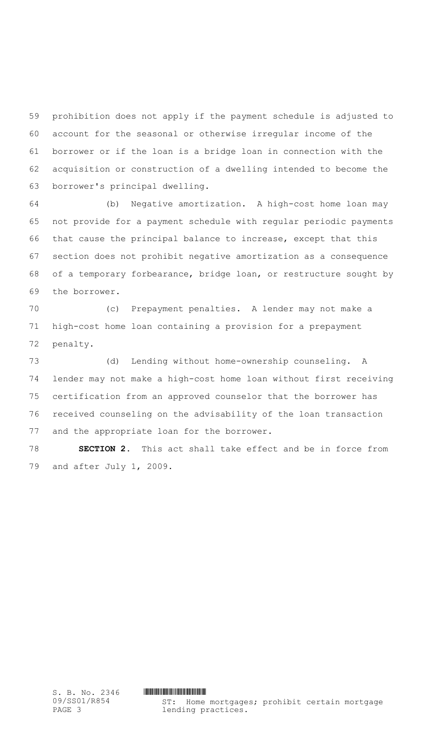prohibition does not apply if the payment schedule is adjusted to account for the seasonal or otherwise irregular income of the borrower or if the loan is a bridge loan in connection with the acquisition or construction of a dwelling intended to become the borrower's principal dwelling.

(b) Negative amortization. A high-cost home loan may not provide for a payment schedule with regular periodic payments that cause the principal balance to increase, except that this section does not prohibit negative amortization as a consequence of a temporary forbearance, bridge loan, or restructure sought by the borrower.

(c) Prepayment penalties. A lender may not make a high-cost home loan containing a provision for a prepayment penalty.

(d) Lending without home-ownership counseling. A lender may not make a high-cost home loan without first receiving certification from an approved counselor that the borrower has received counseling on the advisability of the loan transaction and the appropriate loan for the borrower.

**SECTION 2.** This act shall take effect and be in force from and after July 1, 2009.